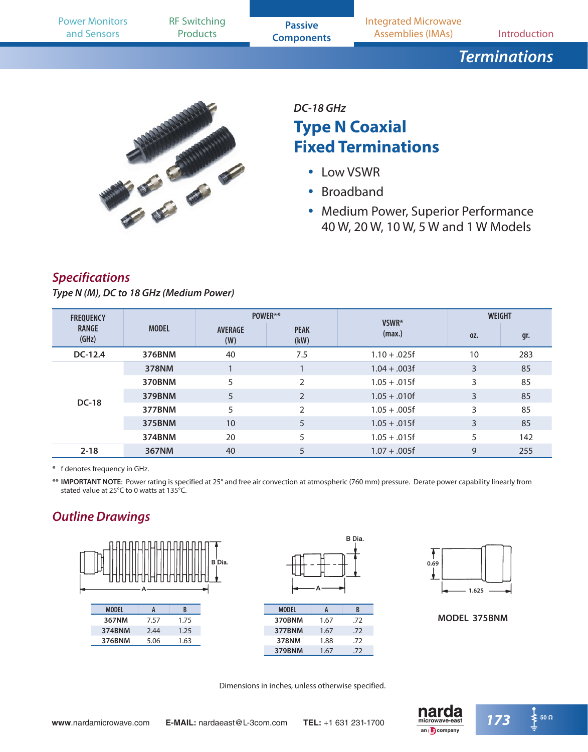DC-18 GHz

# Type N Coaxial Fixed Terminations

- Low VSWR
- Broadband
- Medium Power, Superior Performance 40 W, 20 W, 10 W, 5 W and 1 W Models

## Specifications

*Type N (M), DC to 18 GHz (Medium Power)*

| FREQUENCY RANGE (GHz) | MODEL | POWER** AVERAGE (W) | PEAK (kW) | VSWR* (max.) | WEIGHT oz. | gr. |
|---|---|---|---|---|---|---|
| DC-12.4 | 376BNM | 40 | 7.5 | 1.10 + .025f | 10 | 283 |
| DC-18 | 378NM | 1 | 1 | 1.04 + .003f | 3 | 85 |
| | 370BNM | 5 | 2 | 1.05 + .015f | 3 | 85 |
| | 379BNM | 5 | 2 | 1.05 + .010f | 3 | 85 |
| | 377BNM | 5 | 2 | 1.05 + .005f | 3 | 85 |
| | 375BNM | 10 | 5 | 1.05 + .015f | 3 | 85 |
| | 374BNM | 20 | 5 | 1.05 + .015f | 5 | 142 |
| 2-18 | 367NM | 40 | 5 | 1.07 + .005f | 9 | 255 |

\* f denotes frequency in GHz.

** **IMPORTANT NOTE**: Power rating is specified at 25° and free air convection at atmospheric (760 mm) pressure. Derate power capability linearly from stated value at 25°C to 0 watts at 135°C.

## Outline Drawings

B Dia.

A

| MODEL | A | B |
|---|---|---|
| 367NM | 7.57 | 1.75 |
| 374BNM | 2.44 | 1.25 |
| 376BNM | 5.06 | 1.63 |

B Dia.

A

| MODEL | A | B |
|---|---|---|
| 370BNM | 1.67 | .72 |
| 377BNM | 1.67 | .72 |
| 378NM | 1.88 | .72 |
| 379BNM | 1.67 | .72 |

0.69

1.625

**MODEL 375BNM**

Dimensions in inches, unless otherwise specified.

**www**.nardamicrowave.com **E-MAIL:** nardaeast@L-3com.com **TEL:** +1 631 231-1700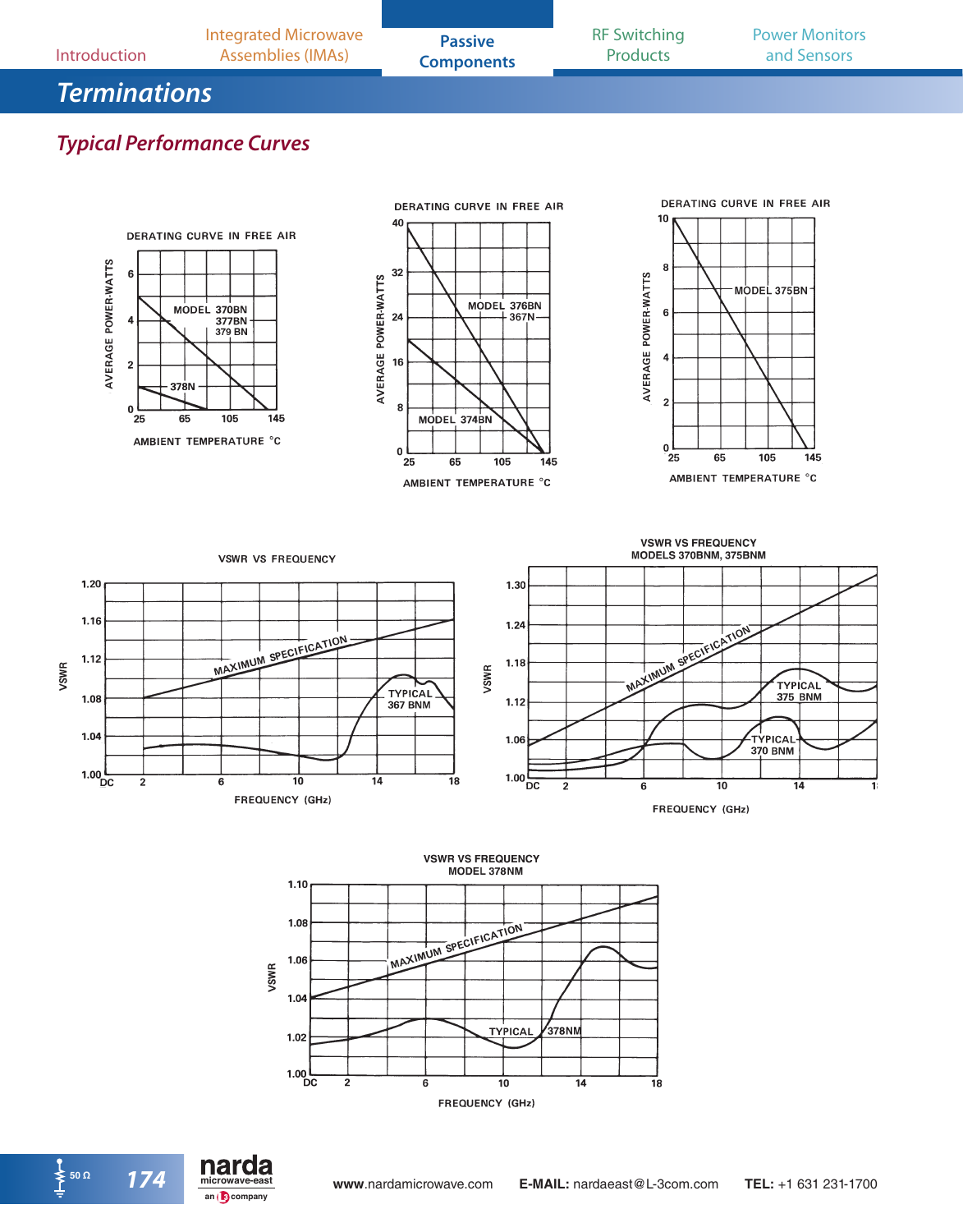# Terminations

## Typical Performance Curves

DERATING CURVE IN FREE AIR

AVERAGE POWER-WATTS

6
4
2
0

25 65 105 145

AMBIENT TEMPERATURE °C

MODEL 370BN
377BN
379 BN

378N

DERATING CURVE IN FREE AIR

AVERAGE POWER-WATTS

40
32
24
16
8
0

25 65 105 145

AMBIENT TEMPERATURE °C

MODEL 376BN
367N

MODEL 374BN

DERATING CURVE IN FREE AIR

AVERAGE POWER-WATTS

10
8
6
4
2
0

25 65 105 145

AMBIENT TEMPERATURE °C

MODEL 375BN

VSWR VS FREQUENCY

VSWR

1.20
1.16
1.12
1.08
1.04
1.00

DC 2 6 10 14 18

FREQUENCY (GHz)

MAXIMUM SPECIFICATION

TYPICAL
367 BNM

VSWR VS FREQUENCY
MODELS 370BNM, 375BNM

VSWR

1.30
1.24
1.18
1.12
1.06
1.00

DC 2 6 10 14 18

FREQUENCY (GHz)

MAXIMUM SPECIFICATION

TYPICAL
375 BNM

TYPICAL
370 BNM

VSWR VS FREQUENCY
MODEL 378NM

VSWR

1.10
1.08
1.06
1.04
1.02
1.00

DC 2 6 10 14 18

FREQUENCY (GHz)

MAXIMUM SPECIFICATION

TYPICAL 378NM

www.nardamicrowave.com **E-MAIL:** nardaeast@L-3com.com **TEL:** +1 631 231-1700